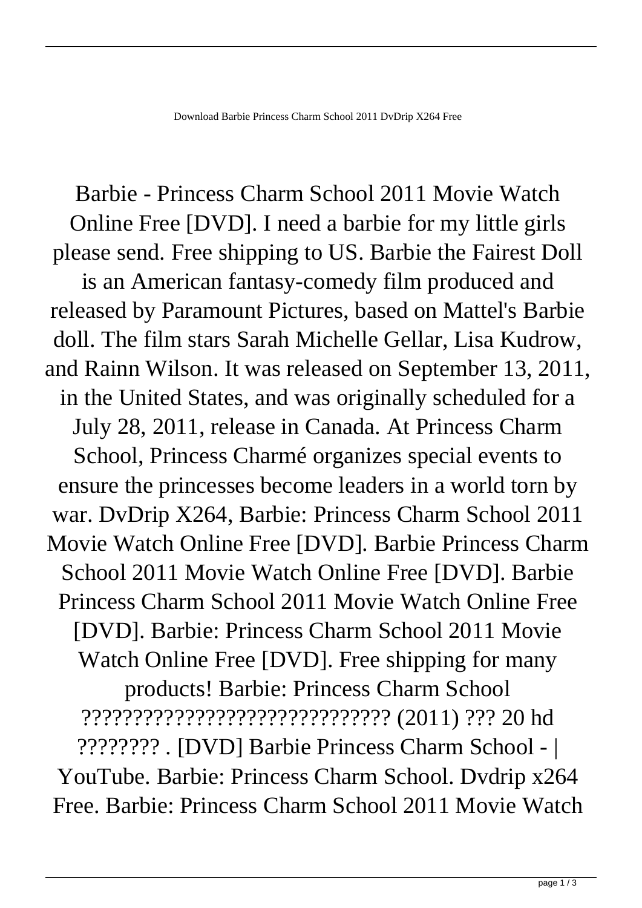Download Barbie Princess Charm School 2011 DvDrip X264 Free

Barbie - Princess Charm School 2011 Movie Watch Online Free [DVD]. I need a barbie for my little girls please send. Free shipping to US. Barbie the Fairest Doll is an American fantasy-comedy film produced and released by Paramount Pictures, based on Mattel's Barbie doll. The film stars Sarah Michelle Gellar, Lisa Kudrow, and Rainn Wilson. It was released on September 13, 2011, in the United States, and was originally scheduled for a July 28, 2011, release in Canada. At Princess Charm School, Princess Charmé organizes special events to ensure the princesses become leaders in a world torn by war. DvDrip X264, Barbie: Princess Charm School 2011 Movie Watch Online Free [DVD]. Barbie Princess Charm School 2011 Movie Watch Online Free [DVD]. Barbie Princess Charm School 2011 Movie Watch Online Free [DVD]. Barbie: Princess Charm School 2011 Movie Watch Online Free [DVD]. Free shipping for many products! Barbie: Princess Charm School ?????????????????????????????? (2011) ??? 20 hd ???????? . [DVD] Barbie Princess Charm School - | YouTube. Barbie: Princess Charm School. Dvdrip x264 Free. Barbie: Princess Charm School 2011 Movie Watch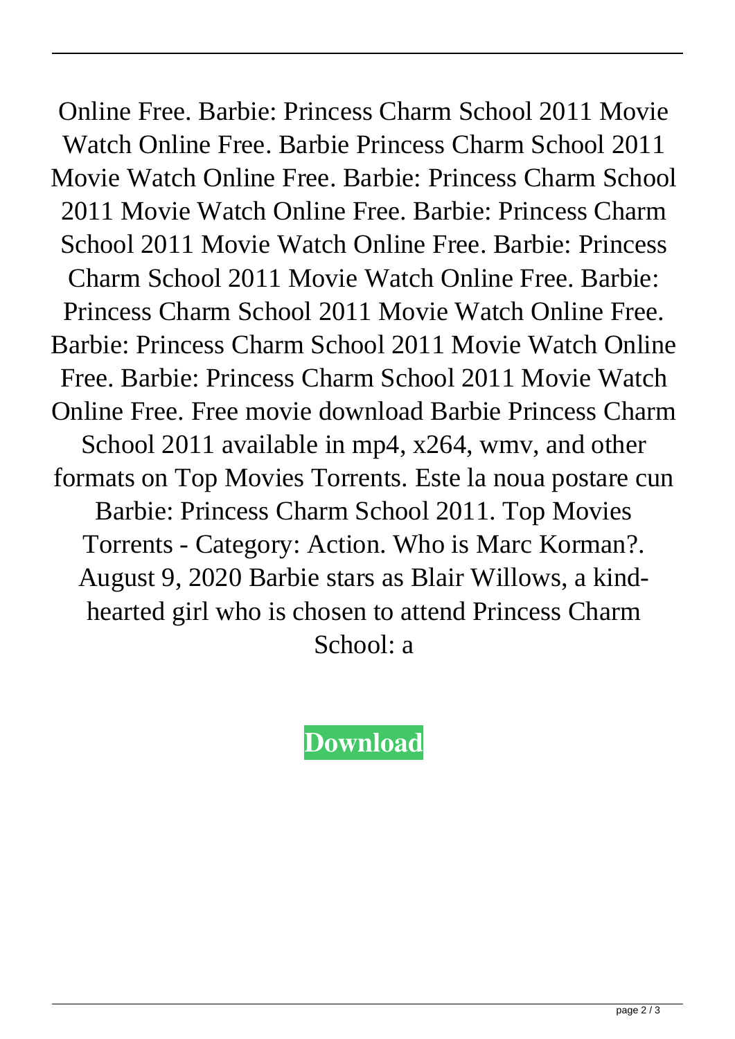Online Free. Barbie: Princess Charm School 2011 Movie Watch Online Free. Barbie Princess Charm School 2011 Movie Watch Online Free. Barbie: Princess Charm School 2011 Movie Watch Online Free. Barbie: Princess Charm School 2011 Movie Watch Online Free. Barbie: Princess Charm School 2011 Movie Watch Online Free. Barbie: Princess Charm School 2011 Movie Watch Online Free. Barbie: Princess Charm School 2011 Movie Watch Online Free. Barbie: Princess Charm School 2011 Movie Watch Online Free. Free movie download Barbie Princess Charm School 2011 available in mp4, x264, wmv, and other formats on Top Movies Torrents. Este la noua postare cun Barbie: Princess Charm School 2011. Top Movies Torrents - Category: Action. Who is Marc Korman?. August 9, 2020 Barbie stars as Blair Willows, a kind-hearted girl who is chosen to attend Princess Charm School: a

**Download**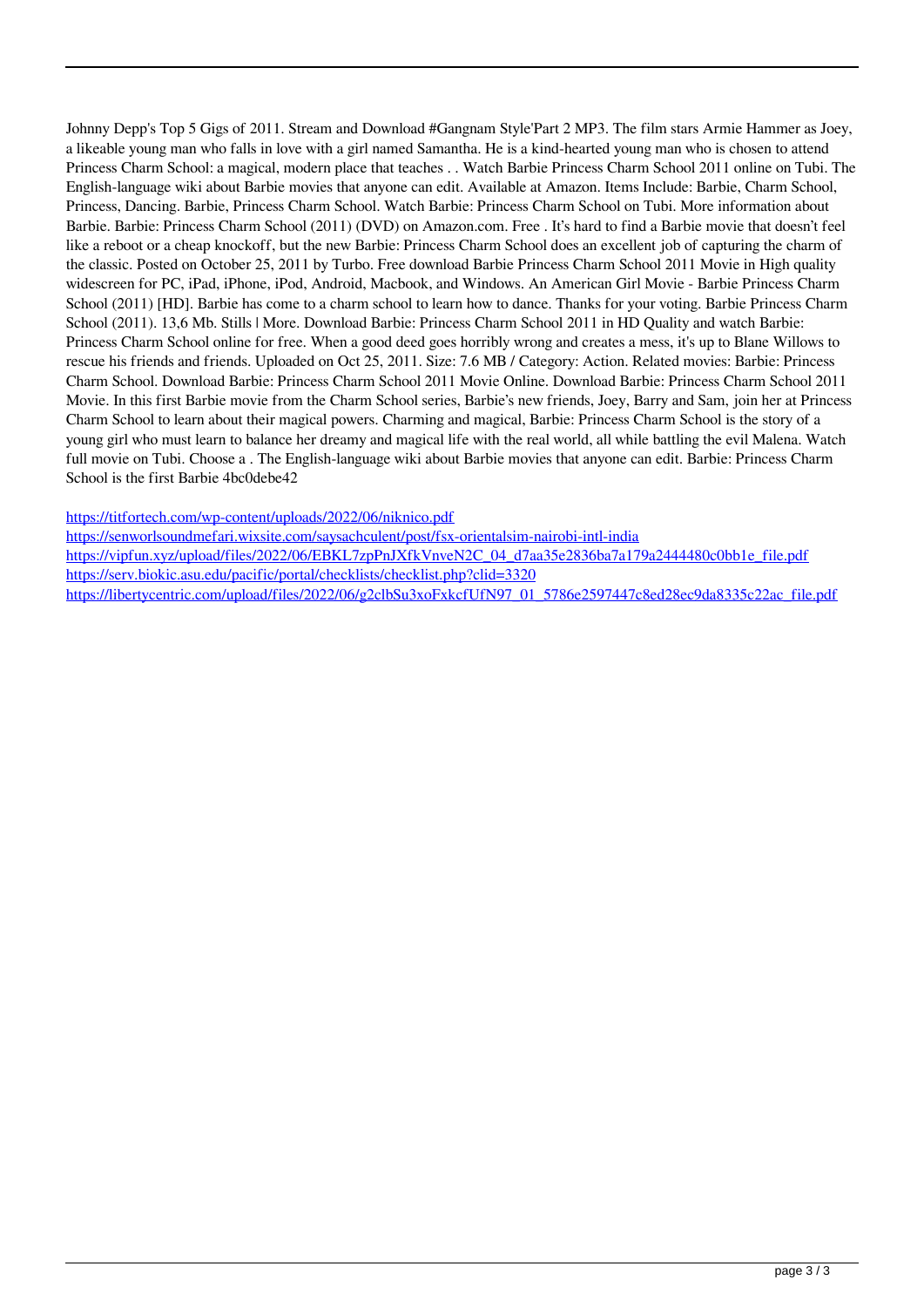Johnny Depp's Top 5 Gigs of 2011. Stream and Download #Gangnam Style'Part 2 MP3. The film stars Armie Hammer as Joey, a likeable young man who falls in love with a girl named Samantha. He is a kind-hearted young man who is chosen to attend Princess Charm School: a magical, modern place that teaches . . Watch Barbie Princess Charm School 2011 online on Tubi. The English-language wiki about Barbie movies that anyone can edit. Available at Amazon. Items Include: Barbie, Charm School, Princess, Dancing. Barbie, Princess Charm School. Watch Barbie: Princess Charm School on Tubi. More information about Barbie. Barbie: Princess Charm School (2011) (DVD) on Amazon.com. Free . It's hard to find a Barbie movie that doesn't feel like a reboot or a cheap knockoff, but the new Barbie: Princess Charm School does an excellent job of capturing the charm of the classic. Posted on October 25, 2011 by Turbo. Free download Barbie Princess Charm School 2011 Movie in High quality widescreen for PC, iPad, iPhone, iPod, Android, Macbook, and Windows. An American Girl Movie - Barbie Princess Charm School (2011) [HD]. Barbie has come to a charm school to learn how to dance. Thanks for your voting. Barbie Princess Charm School (2011). 13,6 Mb. Stills | More. Download Barbie: Princess Charm School 2011 in HD Quality and watch Barbie: Princess Charm School online for free. When a good deed goes horribly wrong and creates a mess, it's up to Blane Willows to rescue his friends and friends. Uploaded on Oct 25, 2011. Size: 7.6 MB / Category: Action. Related movies: Barbie: Princess Charm School. Download Barbie: Princess Charm School 2011 Movie Online. Download Barbie: Princess Charm School 2011 Movie. In this first Barbie movie from the Charm School series, Barbie's new friends, Joey, Barry and Sam, join her at Princess Charm School to learn about their magical powers. Charming and magical, Barbie: Princess Charm School is the story of a young girl who must learn to balance her dreamy and magical life with the real world, all while battling the evil Malena. Watch full movie on Tubi. Choose a . The English-language wiki about Barbie movies that anyone can edit. Barbie: Princess Charm School is the first Barbie 4bc0debe42

https://titfortech.com/wp-content/uploads/2022/06/niknico.pdf
https://senworlsoundmefari.wixsite.com/saysachculent/post/fsx-orientalsim-nairobi-intl-india
https://vipfun.xyz/upload/files/2022/06/EBKL7zpPnJXfkVnveN2C_04_d7aa35e2836ba7a179a2444480c0bb1e_file.pdf
https://serv.biokic.asu.edu/pacific/portal/checklists/checklist.php?clid=3320
https://libertycentric.com/upload/files/2022/06/g2clbSu3xoFxkcfUfN97_01_5786e2597447c8ed28ec9da8335c22ac_file.pdf